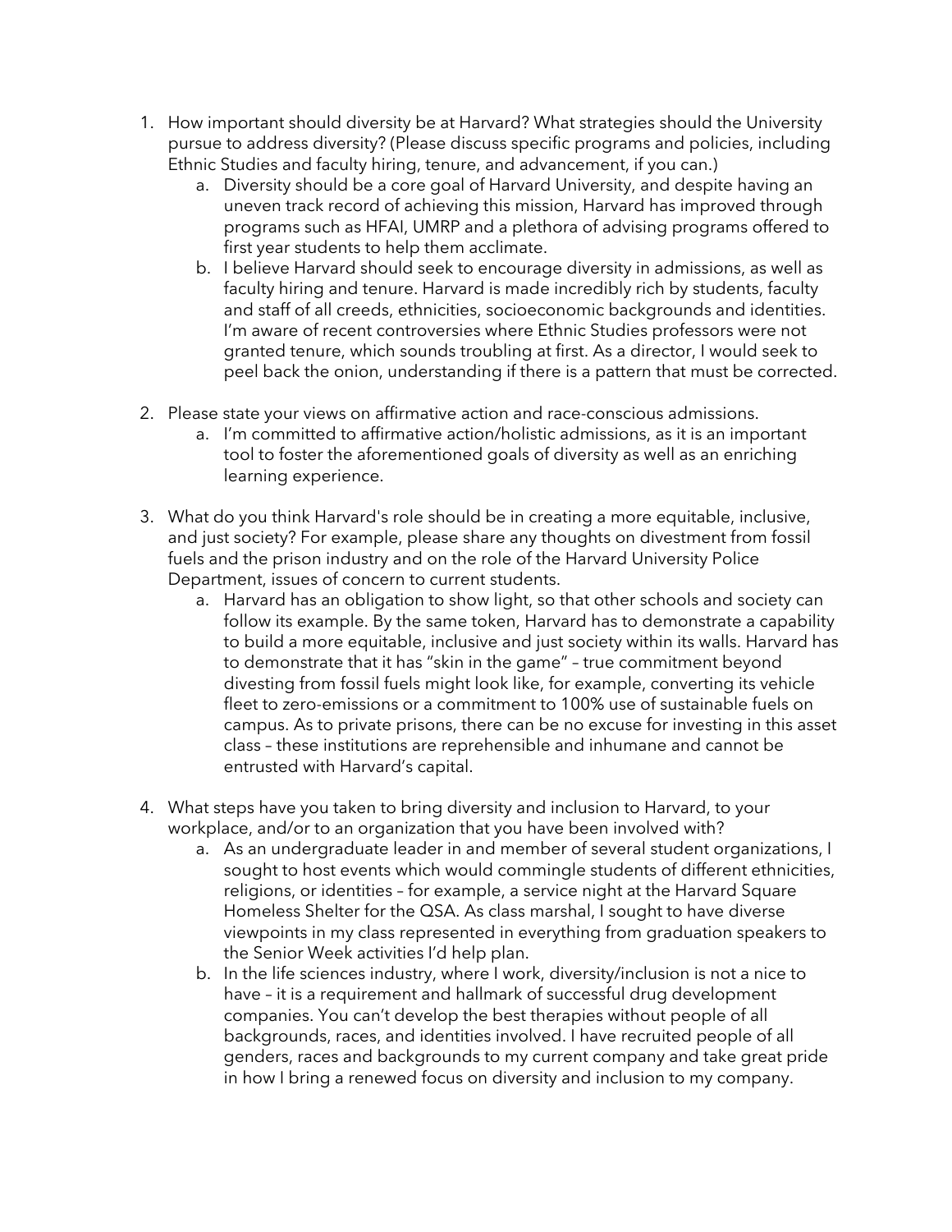1. How important should diversity be at Harvard? What strategies should the University pursue to address diversity? (Please discuss specific programs and policies, including Ethnic Studies and faculty hiring, tenure, and advancement, if you can.)
    a. Diversity should be a core goal of Harvard University, and despite having an uneven track record of achieving this mission, Harvard has improved through programs such as HFAI, UMRP and a plethora of advising programs offered to first year students to help them acclimate.
    b. I believe Harvard should seek to encourage diversity in admissions, as well as faculty hiring and tenure. Harvard is made incredibly rich by students, faculty and staff of all creeds, ethnicities, socioeconomic backgrounds and identities. I'm aware of recent controversies where Ethnic Studies professors were not granted tenure, which sounds troubling at first. As a director, I would seek to peel back the onion, understanding if there is a pattern that must be corrected.

2. Please state your views on affirmative action and race-conscious admissions.
    a. I'm committed to affirmative action/holistic admissions, as it is an important tool to foster the aforementioned goals of diversity as well as an enriching learning experience.

3. What do you think Harvard's role should be in creating a more equitable, inclusive, and just society? For example, please share any thoughts on divestment from fossil fuels and the prison industry and on the role of the Harvard University Police Department, issues of concern to current students.
    a. Harvard has an obligation to show light, so that other schools and society can follow its example. By the same token, Harvard has to demonstrate a capability to build a more equitable, inclusive and just society within its walls. Harvard has to demonstrate that it has "skin in the game" – true commitment beyond divesting from fossil fuels might look like, for example, converting its vehicle fleet to zero-emissions or a commitment to 100% use of sustainable fuels on campus. As to private prisons, there can be no excuse for investing in this asset class – these institutions are reprehensible and inhumane and cannot be entrusted with Harvard's capital.

4. What steps have you taken to bring diversity and inclusion to Harvard, to your workplace, and/or to an organization that you have been involved with?
    a. As an undergraduate leader in and member of several student organizations, I sought to host events which would commingle students of different ethnicities, religions, or identities – for example, a service night at the Harvard Square Homeless Shelter for the QSA. As class marshal, I sought to have diverse viewpoints in my class represented in everything from graduation speakers to the Senior Week activities I'd help plan.
    b. In the life sciences industry, where I work, diversity/inclusion is not a nice to have – it is a requirement and hallmark of successful drug development companies. You can't develop the best therapies without people of all backgrounds, races, and identities involved. I have recruited people of all genders, races and backgrounds to my current company and take great pride in how I bring a renewed focus on diversity and inclusion to my company.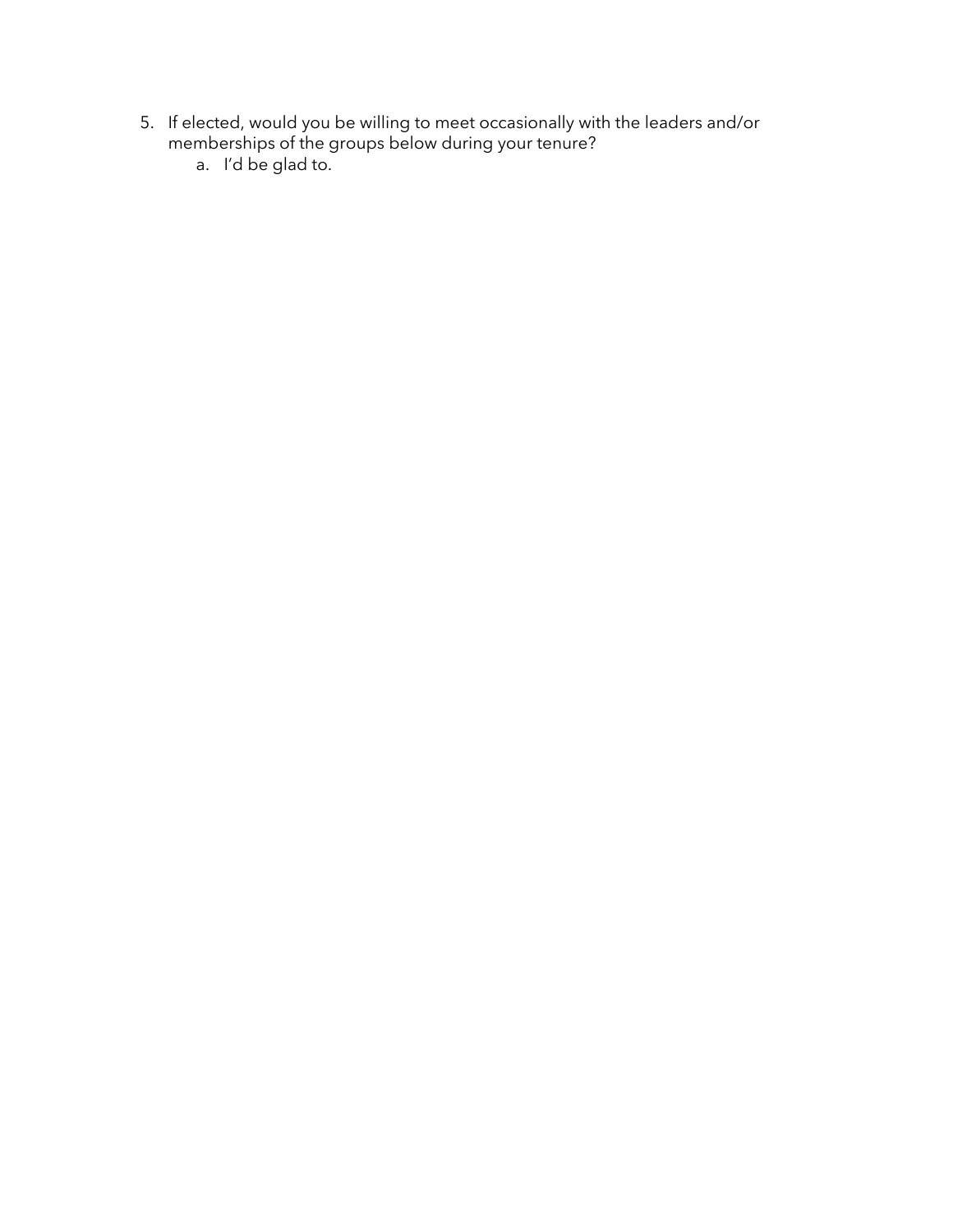5. If elected, would you be willing to meet occasionally with the leaders and/or memberships of the groups below during your tenure?
    a. I'd be glad to.